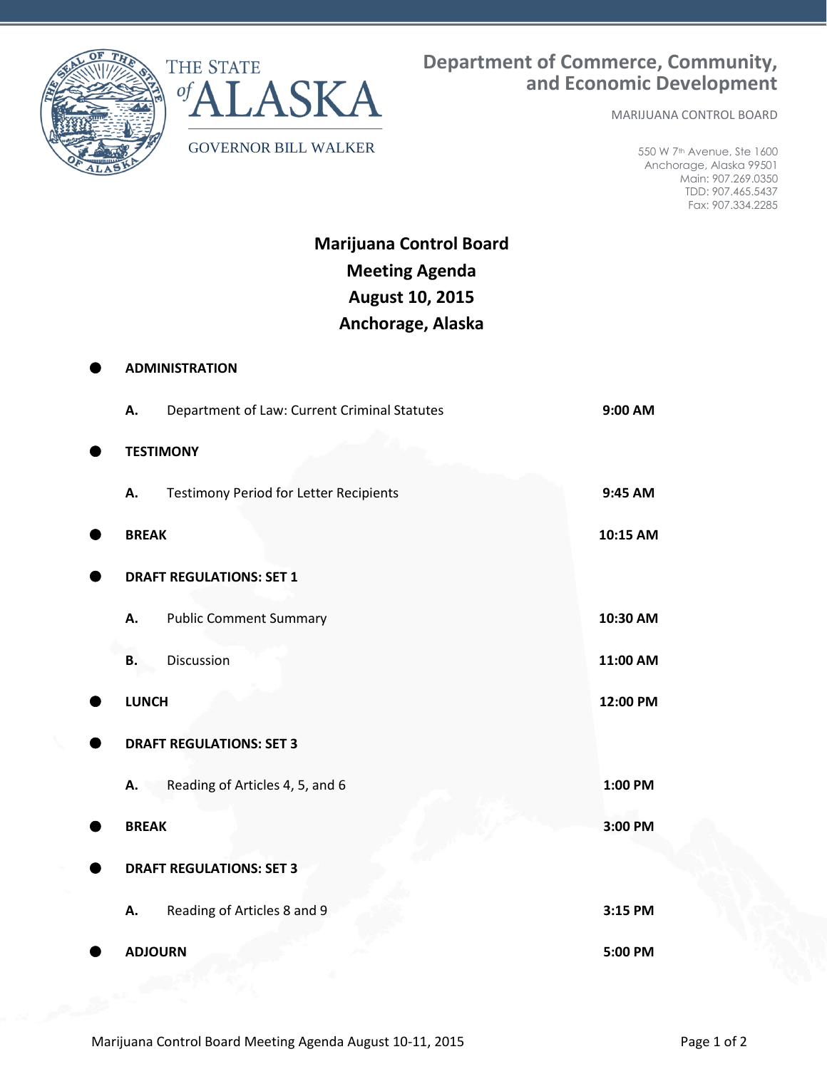THE STATE of ALASKA

GOVERNOR BILL WALKER

**Department of Commerce, Community, and Economic Development**

MARIJUANA CONTROL BOARD

550 W 7th Avenue, Ste 1600
Anchorage, Alaska 99501
Main: 907.269.0350
TDD: 907.465.5437
Fax: 907.334.2285

# Marijuana Control Board
## Meeting Agenda
## August 10, 2015
## Anchorage, Alaska

- **ADMINISTRATION**
  - **A.** Department of Law: Current Criminal Statutes — **9:00 AM**
- **TESTIMONY**
  - **A.** Testimony Period for Letter Recipients — **9:45 AM**
- **BREAK** — **10:15 AM**
- **DRAFT REGULATIONS: SET 1**
  - **A.** Public Comment Summary — **10:30 AM**
  - **B.** Discussion — **11:00 AM**
- **LUNCH** — **12:00 PM**
- **DRAFT REGULATIONS: SET 3**
  - **A.** Reading of Articles 4, 5, and 6 — **1:00 PM**
- **BREAK** — **3:00 PM**
- **DRAFT REGULATIONS: SET 3**
  - **A.** Reading of Articles 8 and 9 — **3:15 PM**
- **ADJOURN** — **5:00 PM**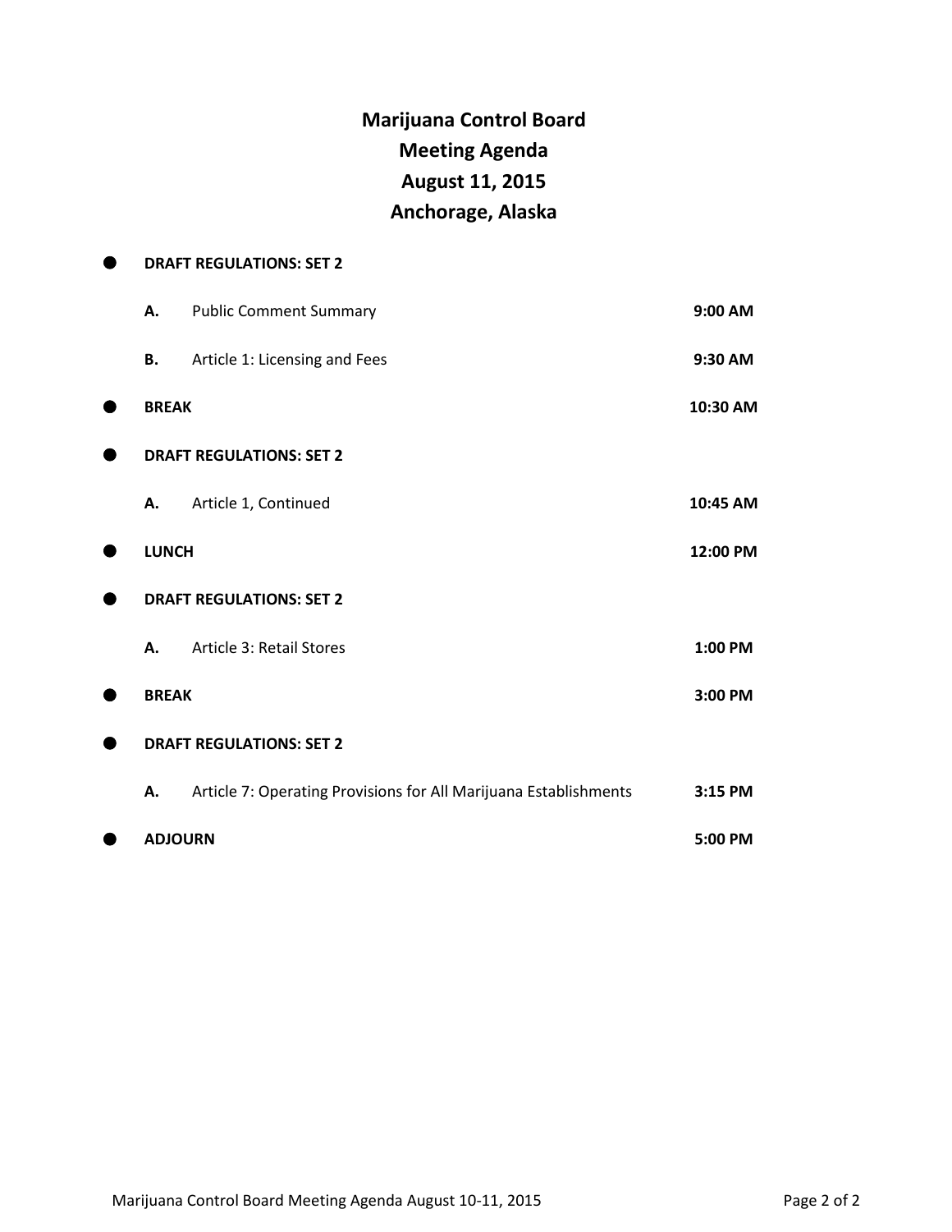# Marijuana Control Board
# Meeting Agenda
# August 11, 2015
# Anchorage, Alaska

- **DRAFT REGULATIONS: SET 2**

| | | |
|---|---|---|
| **A.** | Public Comment Summary | **9:00 AM** |
| **B.** | Article 1: Licensing and Fees | **9:30 AM** |

- **BREAK** **10:30 AM**

- **DRAFT REGULATIONS: SET 2**

| | | |
|---|---|---|
| **A.** | Article 1, Continued | **10:45 AM** |

- **LUNCH** **12:00 PM**

- **DRAFT REGULATIONS: SET 2**

| | | |
|---|---|---|
| **A.** | Article 3: Retail Stores | **1:00 PM** |

- **BREAK** **3:00 PM**

- **DRAFT REGULATIONS: SET 2**

| | | |
|---|---|---|
| **A.** | Article 7: Operating Provisions for All Marijuana Establishments | **3:15 PM** |

- **ADJOURN** **5:00 PM**